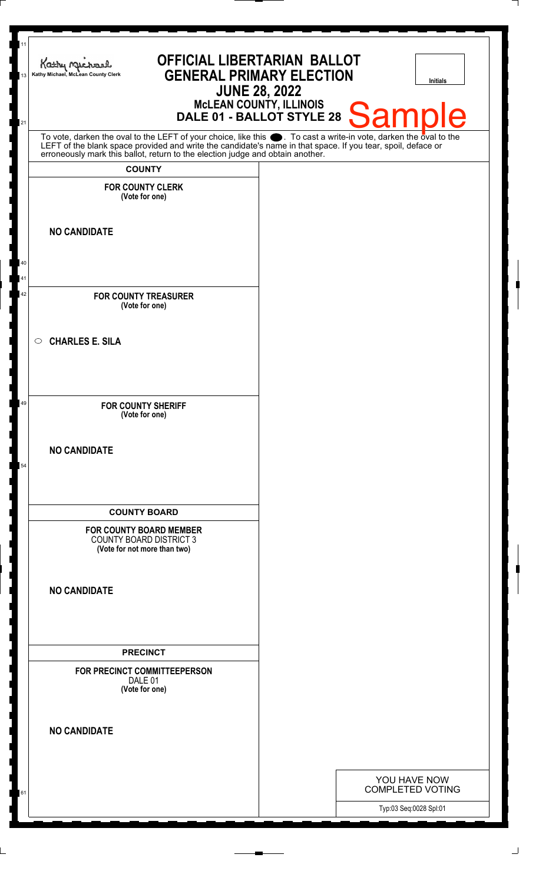Kathy Michael, McLean County Clerk

# OFFICIAL LIBERTARIAN BALLOT
## GENERAL PRIMARY ELECTION
## JUNE 28, 2022
### McLEAN COUNTY, ILLINOIS
### DALE 01 - BALLOT STYLE 28

Sample

Initials

To vote, darken the oval to the LEFT of your choice, like this ⬤. To cast a write-in vote, darken the oval to the LEFT of the blank space provided and write the candidate's name in that space. If you tear, spoil, deface or erroneously mark this ballot, return to the election judge and obtain another.

## COUNTY

**FOR COUNTY CLERK**
**(Vote for one)**

**NO CANDIDATE**

**FOR COUNTY TREASURER**
**(Vote for one)**

○ **CHARLES E. SILA**

**FOR COUNTY SHERIFF**
**(Vote for one)**

**NO CANDIDATE**

## COUNTY BOARD

**FOR COUNTY BOARD MEMBER**
COUNTY BOARD DISTRICT 3
**(Vote for not more than two)**

**NO CANDIDATE**

## PRECINCT

**FOR PRECINCT COMMITTEEPERSON**
DALE 01
**(Vote for one)**

**NO CANDIDATE**

YOU HAVE NOW COMPLETED VOTING

Typ:03 Seq:0028 Spl:01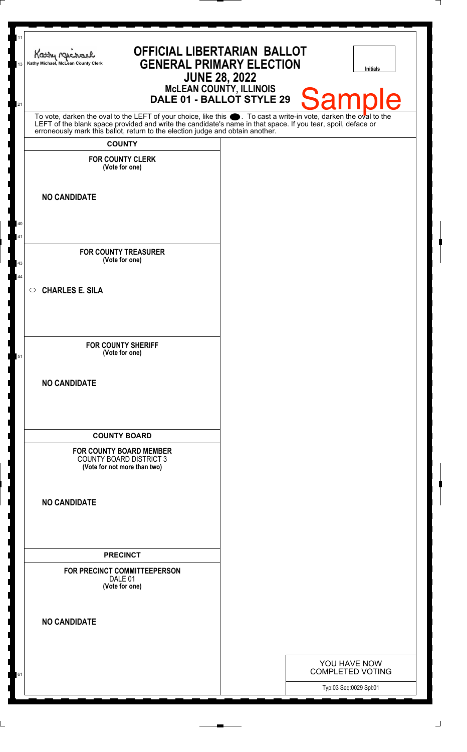Kathy Michael, McLean County Clerk

# OFFICIAL LIBERTARIAN BALLOT
## GENERAL PRIMARY ELECTION
## JUNE 28, 2022
### McLEAN COUNTY, ILLINOIS
### DALE 01 - BALLOT STYLE 29

Initials

Sample

To vote, darken the oval to the LEFT of your choice, like this ●. To cast a write-in vote, darken the oval to the LEFT of the blank space provided and write the candidate's name in that space. If you tear, spoil, deface or erroneously mark this ballot, return to the election judge and obtain another.

**COUNTY**

**FOR COUNTY CLERK**
**(Vote for one)**

**NO CANDIDATE**

**FOR COUNTY TREASURER**
**(Vote for one)**

○ **CHARLES E. SILA**

**FOR COUNTY SHERIFF**
**(Vote for one)**

**NO CANDIDATE**

**COUNTY BOARD**

**FOR COUNTY BOARD MEMBER**
COUNTY BOARD DISTRICT 3
**(Vote for not more than two)**

**NO CANDIDATE**

**PRECINCT**

**FOR PRECINCT COMMITTEEPERSON**
DALE 01
**(Vote for one)**

**NO CANDIDATE**

YOU HAVE NOW COMPLETED VOTING

Typ:03 Seq:0029 Spl:01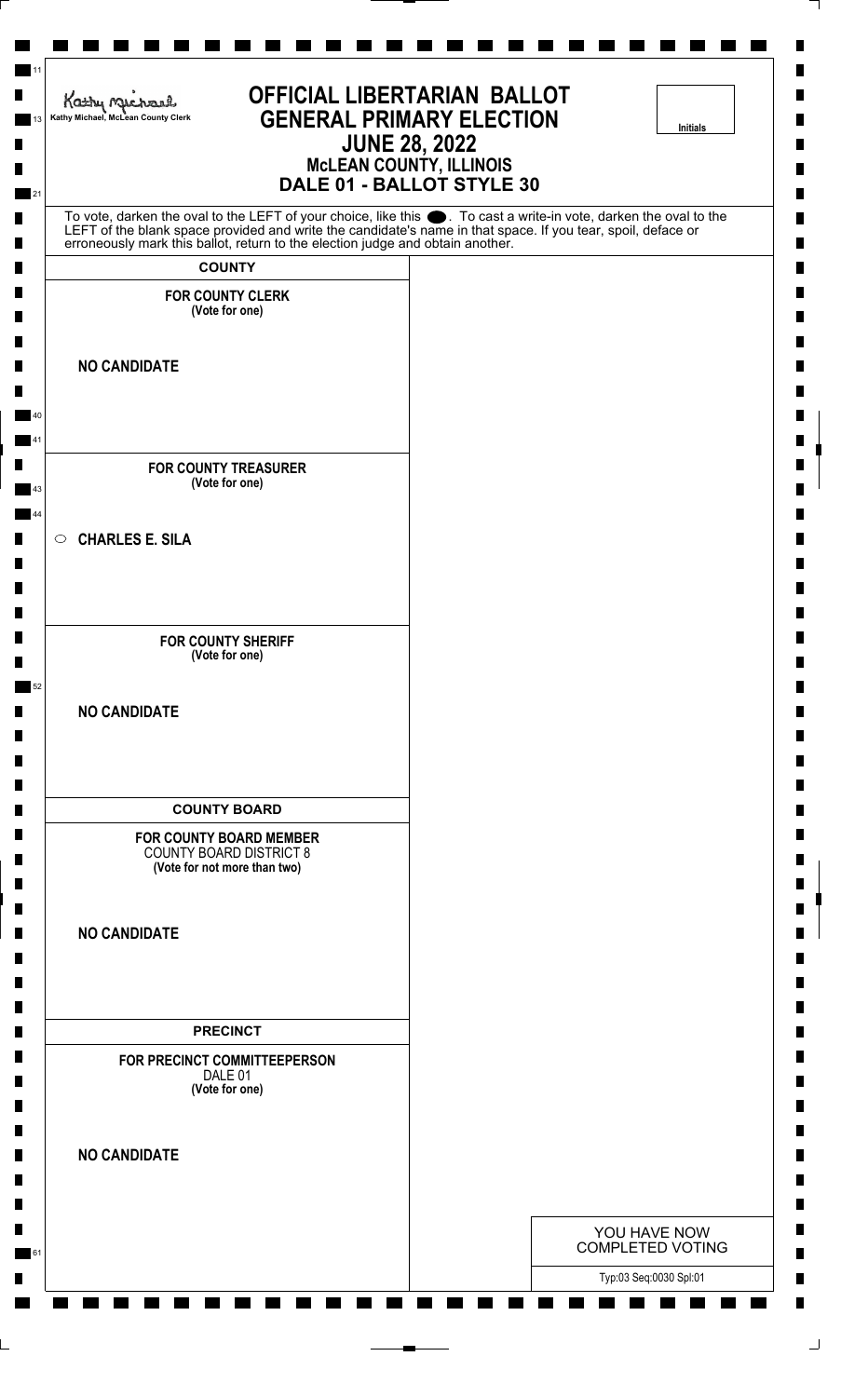Kathy Michael, McLean County Clerk

# OFFICIAL LIBERTARIAN BALLOT
## GENERAL PRIMARY ELECTION
## JUNE 28, 2022
### McLEAN COUNTY, ILLINOIS
### DALE 01 - BALLOT STYLE 30

Initials

To vote, darken the oval to the LEFT of your choice, like this ⬬. To cast a write-in vote, darken the oval to the LEFT of the blank space provided and write the candidate's name in that space. If you tear, spoil, deface or erroneously mark this ballot, return to the election judge and obtain another.

**COUNTY**

**FOR COUNTY CLERK**
**(Vote for one)**

**NO CANDIDATE**

**FOR COUNTY TREASURER**
**(Vote for one)**

○ **CHARLES E. SILA**

**FOR COUNTY SHERIFF**
**(Vote for one)**

**NO CANDIDATE**

**COUNTY BOARD**

**FOR COUNTY BOARD MEMBER**
COUNTY BOARD DISTRICT 8
**(Vote for not more than two)**

**NO CANDIDATE**

**PRECINCT**

**FOR PRECINCT COMMITTEEPERSON**
DALE 01
**(Vote for one)**

**NO CANDIDATE**

YOU HAVE NOW COMPLETED VOTING

Typ:03 Seq:0030 Spl:01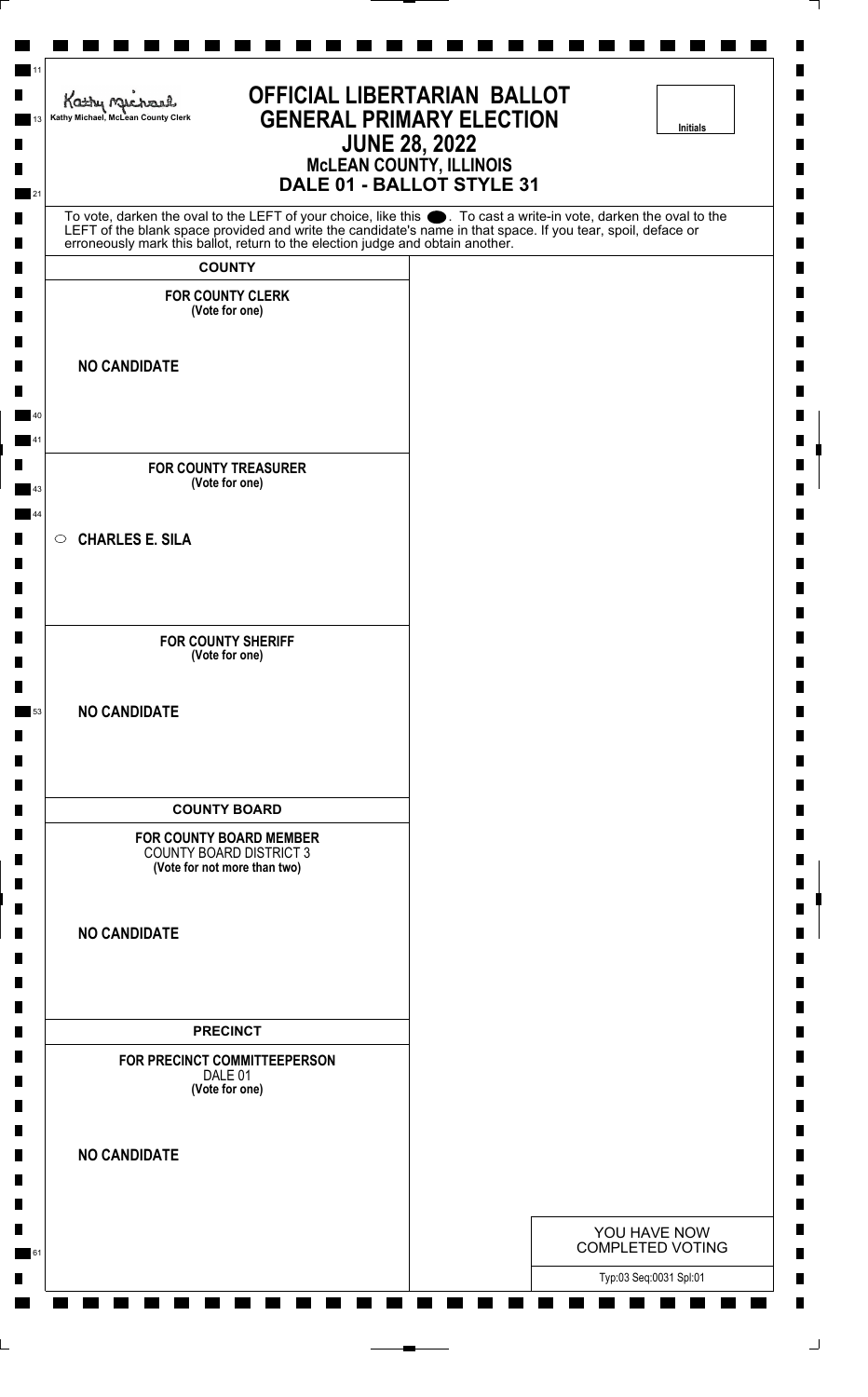Kathy Michael, McLean County Clerk

# OFFICIAL LIBERTARIAN BALLOT
# GENERAL PRIMARY ELECTION
## JUNE 28, 2022
### McLEAN COUNTY, ILLINOIS
### DALE 01 - BALLOT STYLE 31

Initials

To vote, darken the oval to the LEFT of your choice, like this ⬤. To cast a write-in vote, darken the oval to the LEFT of the blank space provided and write the candidate's name in that space. If you tear, spoil, deface or erroneously mark this ballot, return to the election judge and obtain another.

**COUNTY**

**FOR COUNTY CLERK**
**(Vote for one)**

**NO CANDIDATE**

**FOR COUNTY TREASURER**
**(Vote for one)**

○ **CHARLES E. SILA**

**FOR COUNTY SHERIFF**
**(Vote for one)**

**NO CANDIDATE**

**COUNTY BOARD**

**FOR COUNTY BOARD MEMBER**
COUNTY BOARD DISTRICT 3
**(Vote for not more than two)**

**NO CANDIDATE**

**PRECINCT**

**FOR PRECINCT COMMITTEEPERSON**
DALE 01
**(Vote for one)**

**NO CANDIDATE**

YOU HAVE NOW COMPLETED VOTING

Typ:03 Seq:0031 Spl:01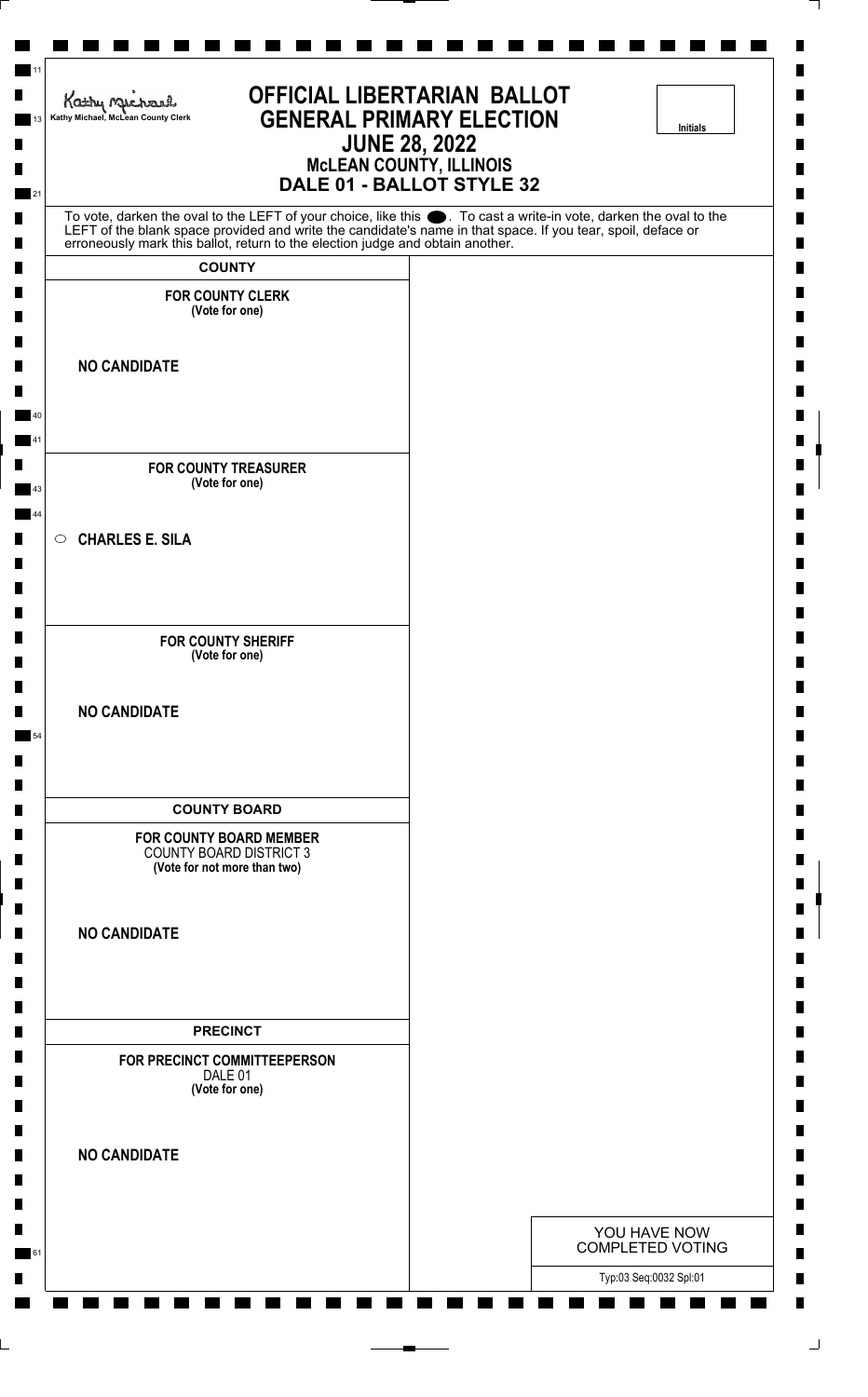Kathy Michael, McLean County Clerk

# OFFICIAL LIBERTARIAN BALLOT
## GENERAL PRIMARY ELECTION
### JUNE 28, 2022
### McLEAN COUNTY, ILLINOIS
### DALE 01 - BALLOT STYLE 32

Initials

To vote, darken the oval to the LEFT of your choice, like this ⬬. To cast a write-in vote, darken the oval to the LEFT of the blank space provided and write the candidate's name in that space. If you tear, spoil, deface or erroneously mark this ballot, return to the election judge and obtain another.

**COUNTY**

**FOR COUNTY CLERK**
**(Vote for one)**

**NO CANDIDATE**

**FOR COUNTY TREASURER**
**(Vote for one)**

○ **CHARLES E. SILA**

**FOR COUNTY SHERIFF**
**(Vote for one)**

**NO CANDIDATE**

**COUNTY BOARD**

**FOR COUNTY BOARD MEMBER**
COUNTY BOARD DISTRICT 3
**(Vote for not more than two)**

**NO CANDIDATE**

**PRECINCT**

**FOR PRECINCT COMMITTEEPERSON**
DALE 01
**(Vote for one)**

**NO CANDIDATE**

YOU HAVE NOW COMPLETED VOTING

Typ:03 Seq:0032 Spl:01